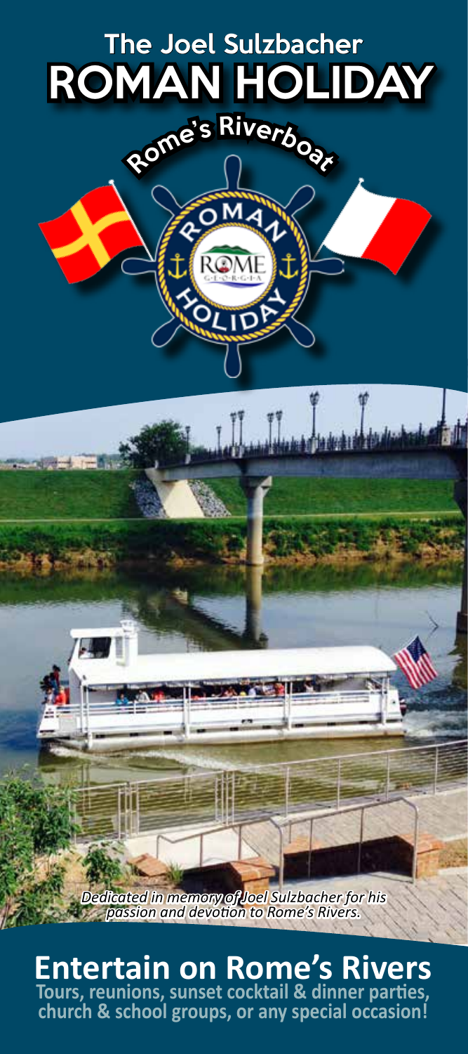# The Joel Sulzbacher ROMAN HOLIDAY

## Rome's Riverboat

ROMAN HOLIDAY

ROME GEORGIA

*Dedicated in memory of Joel Sulzbacher for his passion and devotion to Rome's Rivers.*

## Entertain on Rome's Rivers

**Tours, reunions, sunset cocktail & dinner parties, church & school groups, or any special occasion!**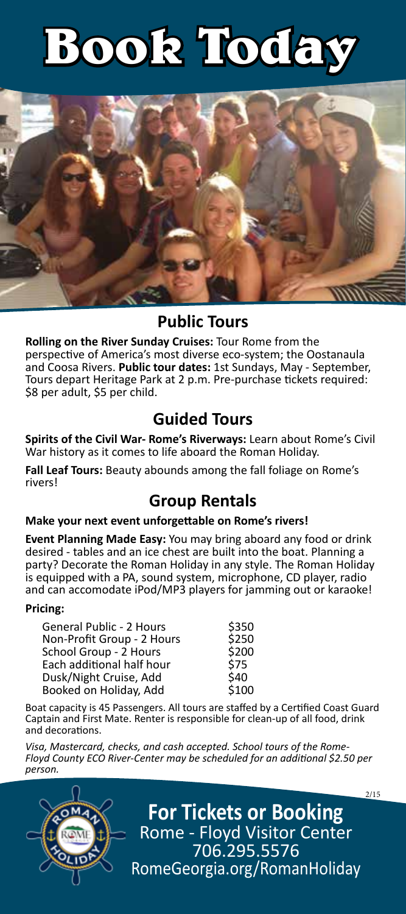# Book Today

## Public Tours

**Rolling on the River Sunday Cruises:** Tour Rome from the perspective of America's most diverse eco-system; the Oostanaula and Coosa Rivers. **Public tour dates:** 1st Sundays, May - September, Tours depart Heritage Park at 2 p.m. Pre-purchase tickets required: $8 per adult, $5 per child.

## Guided Tours

**Spirits of the Civil War- Rome's Riverways:** Learn about Rome's Civil War history as it comes to life aboard the Roman Holiday.

**Fall Leaf Tours:** Beauty abounds among the fall foliage on Rome's rivers!

## Group Rentals

**Make your next event unforgettable on Rome's rivers!**

**Event Planning Made Easy:** You may bring aboard any food or drink desired - tables and an ice chest are built into the boat. Planning a party? Decorate the Roman Holiday in any style. The Roman Holiday is equipped with a PA, sound system, microphone, CD player, radio and can accomodate iPod/MP3 players for jamming out or karaoke!

**Pricing:**

| | |
|---|---|
| General Public - 2 Hours | $350 |
| Non-Profit Group - 2 Hours | $250 |
| School Group - 2 Hours | $200 |
| Each additional half hour | $75 |
| Dusk/Night Cruise, Add | $40 |
| Booked on Holiday, Add | $100 |

Boat capacity is 45 Passengers. All tours are staffed by a Certified Coast Guard Captain and First Mate. Renter is responsible for clean-up of all food, drink and decorations.

*Visa, Mastercard, checks, and cash accepted. School tours of the Rome-Floyd County ECO River-Center may be scheduled for an additional $2.50 per person.*

2/15

**For Tickets or Booking**
Rome - Floyd Visitor Center
706.295.5576
RomeGeorgia.org/RomanHoliday